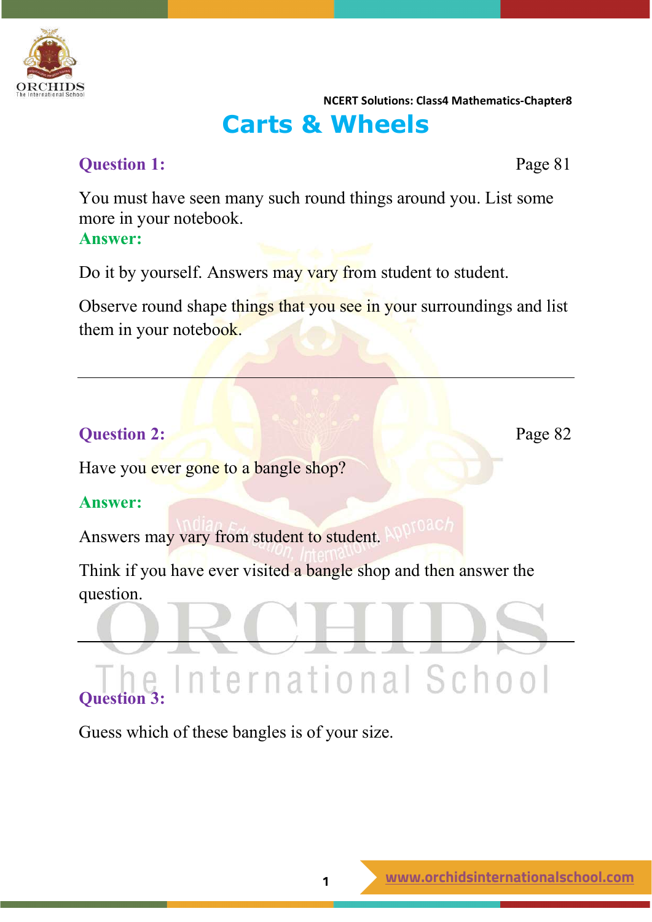# Carts & Wheels

**Question 1:** Page 81

You must have seen many such round things around you. List some more in your notebook.

**Answer:**

Do it by yourself. Answers may vary from student to student.

Observe round shape things that you see in your surroundings and list them in your notebook.

---

**Question 2:** Page 82

Have you ever gone to a bangle shop?

**Answer:**

Answers may vary from student to student.

Think if you have ever visited a bangle shop and then answer the question.

---

**Question 3:**

Guess which of these bangles is of your size.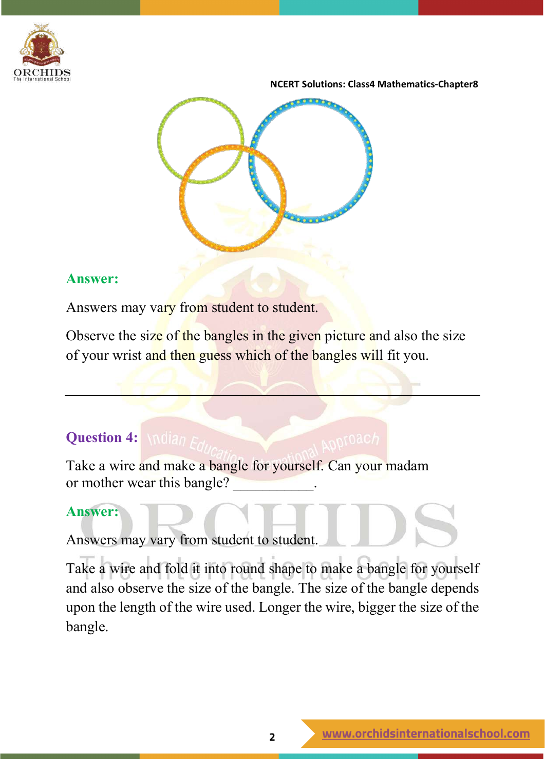**Answer:**

Answers may vary from student to student.

Observe the size of the bangles in the given picture and also the size of your wrist and then guess which of the bangles will fit you.

---

**Question 4:**

Take a wire and make a bangle for yourself. Can your madam or mother wear this bangle? ___________.

**Answer:**

Answers may vary from student to student.

Take a wire and fold it into round shape to make a bangle for yourself and also observe the size of the bangle. The size of the bangle depends upon the length of the wire used. Longer the wire, bigger the size of the bangle.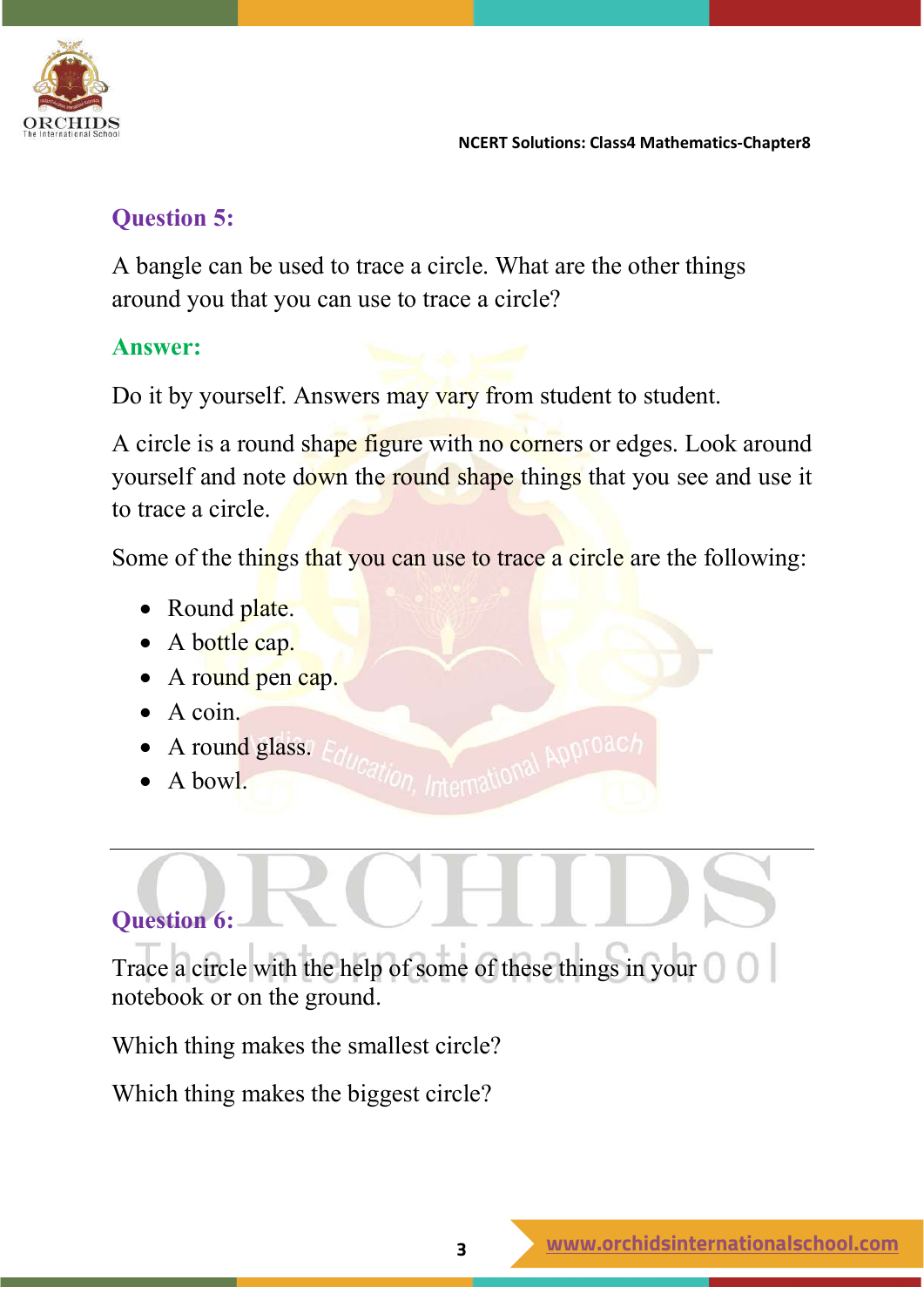### Question 5:

A bangle can be used to trace a circle. What are the other things around you that you can use to trace a circle?

### Answer:

Do it by yourself. Answers may vary from student to student.

A circle is a round shape figure with no corners or edges. Look around yourself and note down the round shape things that you see and use it to trace a circle.

Some of the things that you can use to trace a circle are the following:

- Round plate.
- A bottle cap.
- A round pen cap.
- A coin.
- A round glass.
- A bowl.

---

### Question 6:

Trace a circle with the help of some of these things in your notebook or on the ground.

Which thing makes the smallest circle?

Which thing makes the biggest circle?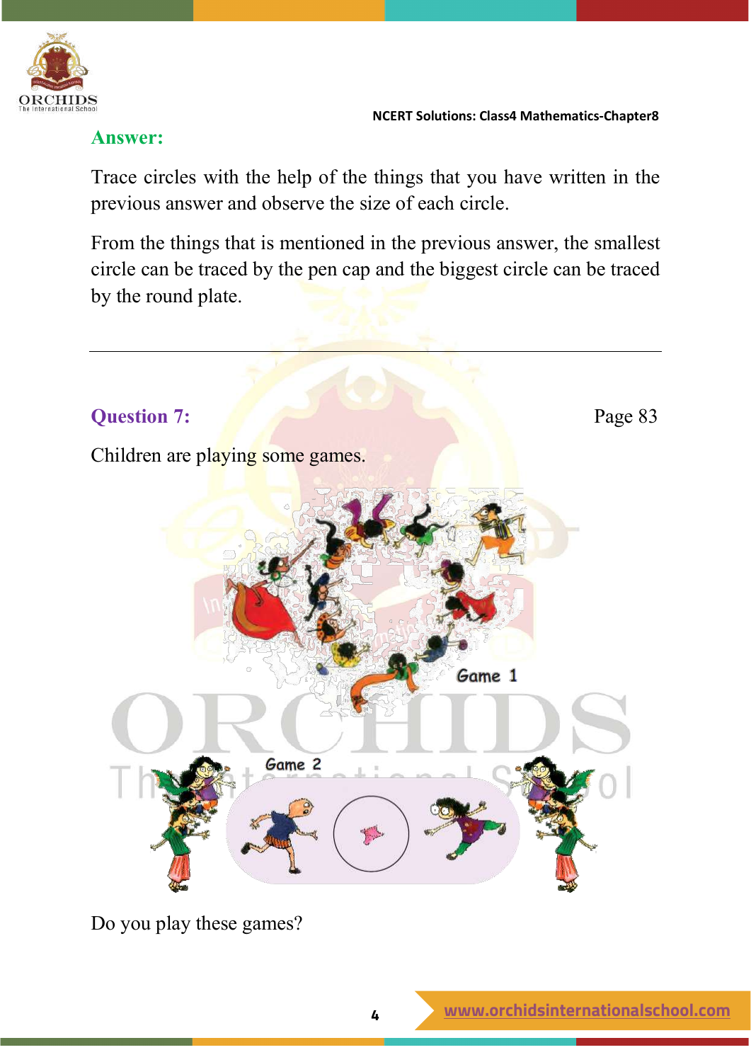**Answer:**

Trace circles with the help of the things that you have written in the previous answer and observe the size of each circle.

From the things that is mentioned in the previous answer, the smallest circle can be traced by the pen cap and the biggest circle can be traced by the round plate.

---

**Question 7:** Page 83

Children are playing some games.

Game 1

Game 2

Do you play these games?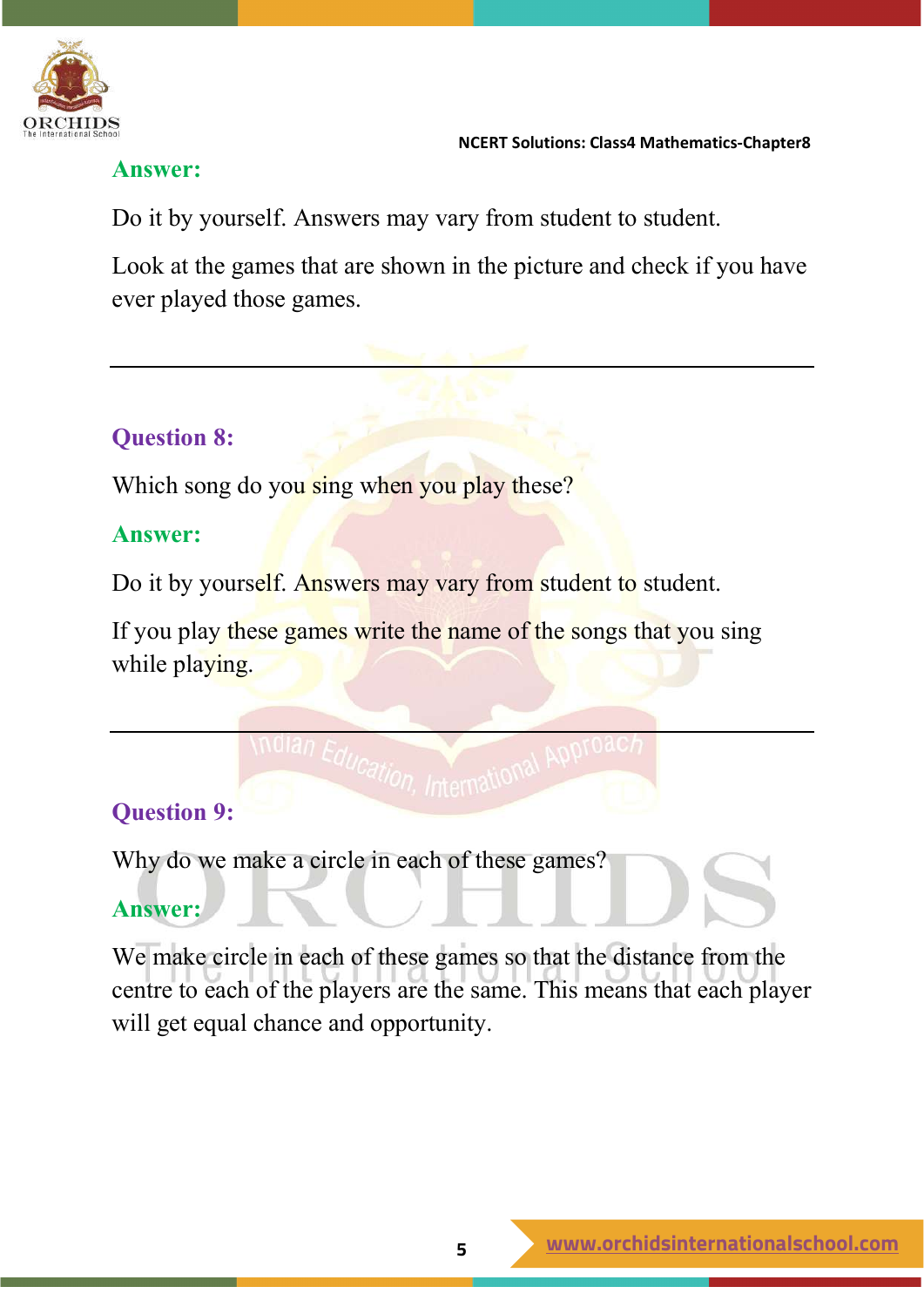**Answer:**

Do it by yourself. Answers may vary from student to student.

Look at the games that are shown in the picture and check if you have ever played those games.

---

**Question 8:**

Which song do you sing when you play these?

**Answer:**

Do it by yourself. Answers may vary from student to student.

If you play these games write the name of the songs that you sing while playing.

---

**Question 9:**

Why do we make a circle in each of these games?

**Answer:**

We make circle in each of these games so that the distance from the centre to each of the players are the same. This means that each player will get equal chance and opportunity.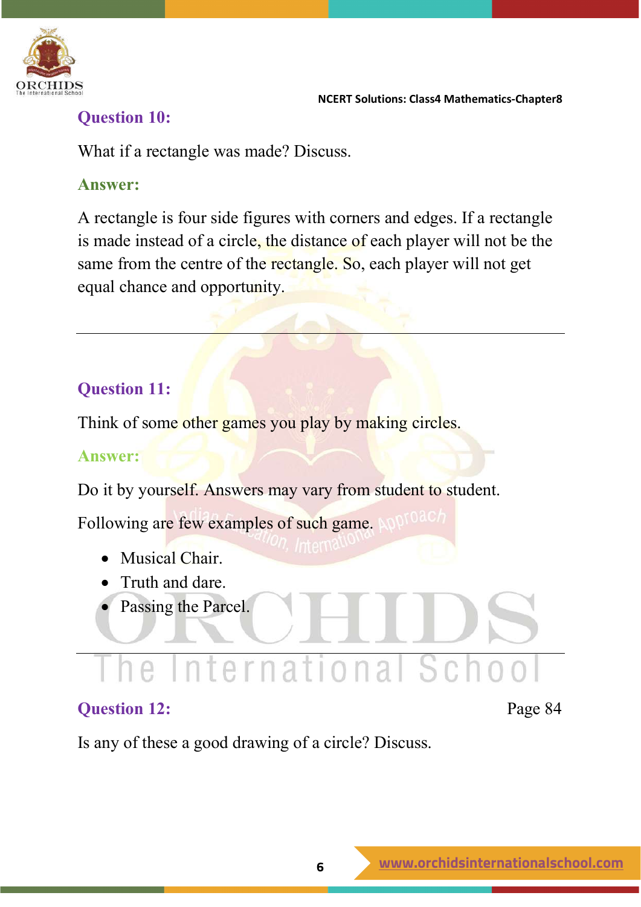### Question 10:

What if a rectangle was made? Discuss.

**Answer:**

A rectangle is four side figures with corners and edges. If a rectangle is made instead of a circle, the distance of each player will not be the same from the centre of the rectangle. So, each player will not get equal chance and opportunity.

---

### Question 11:

Think of some other games you play by making circles.

**Answer:**

Do it by yourself. Answers may vary from student to student.

Following are few examples of such game.

- Musical Chair.
- Truth and dare.
- Passing the Parcel.

---

### Question 12:

Page 84

Is any of these a good drawing of a circle? Discuss.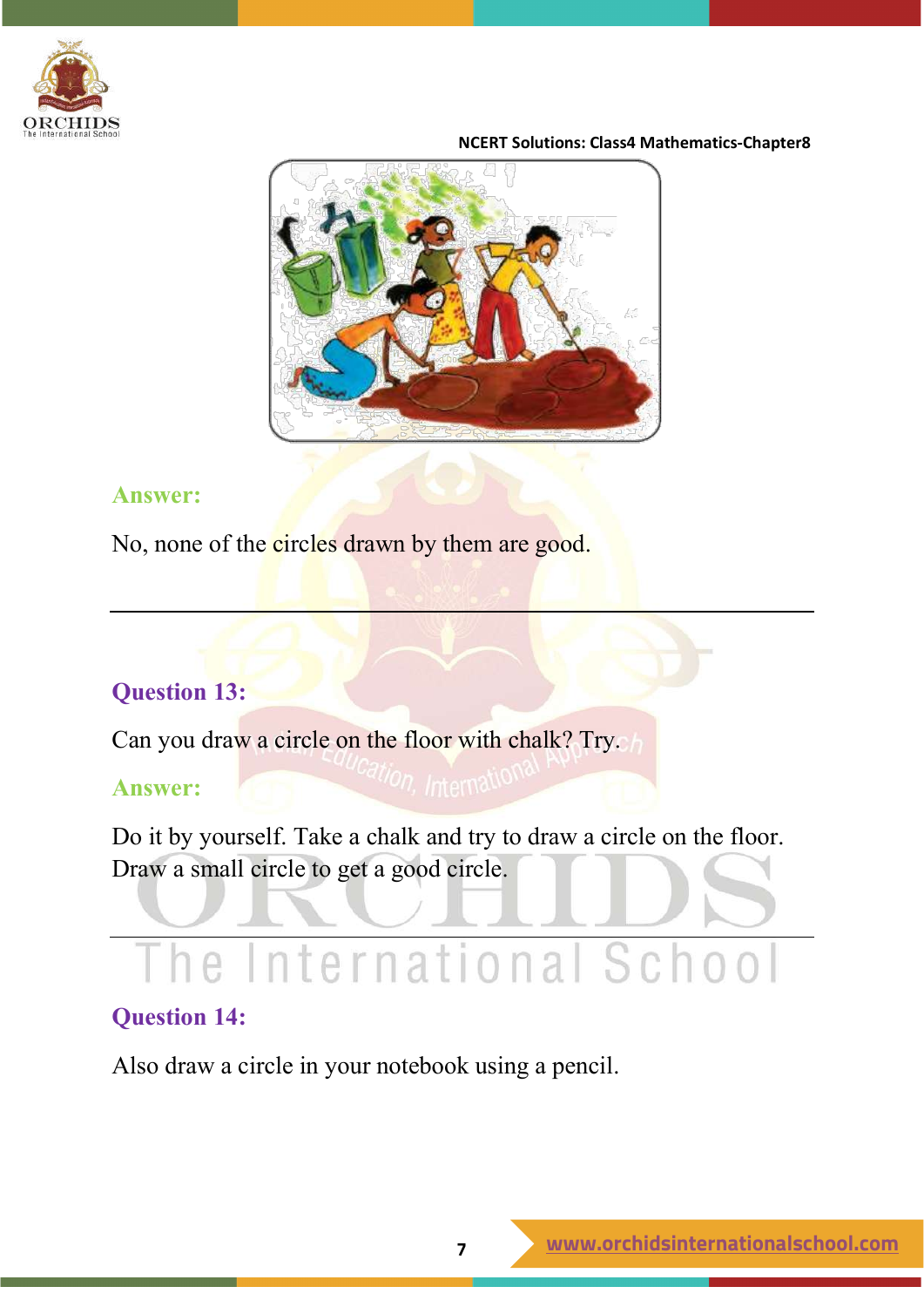**Answer:**

No, none of the circles drawn by them are good.

---

**Question 13:**

Can you draw a circle on the floor with chalk? Try.

**Answer:**

Do it by yourself. Take a chalk and try to draw a circle on the floor. Draw a small circle to get a good circle.

---

**Question 14:**

Also draw a circle in your notebook using a pencil.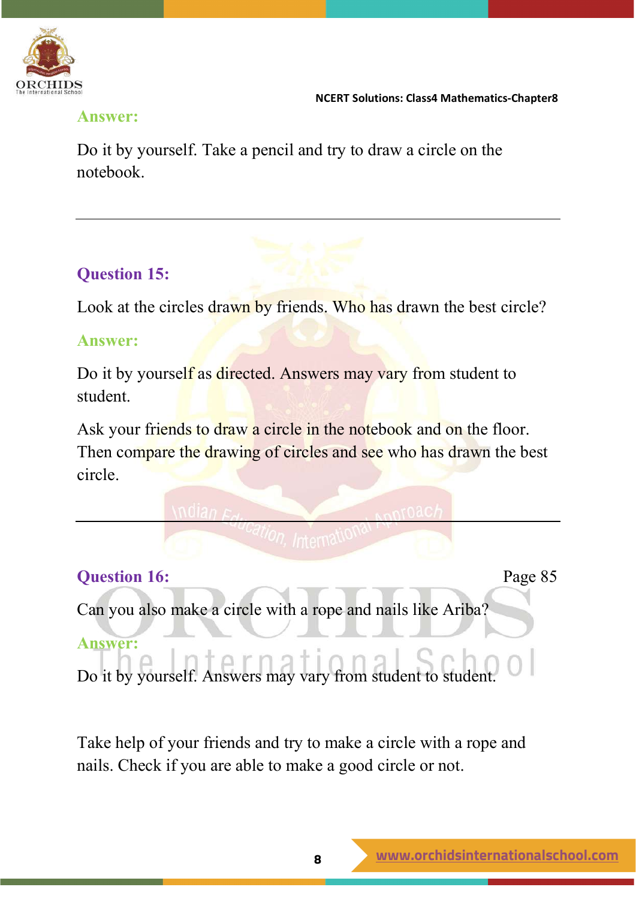**Answer:**

Do it by yourself. Take a pencil and try to draw a circle on the notebook.

---

**Question 15:**

Look at the circles drawn by friends. Who has drawn the best circle?

**Answer:**

Do it by yourself as directed. Answers may vary from student to student.

Ask your friends to draw a circle in the notebook and on the floor. Then compare the drawing of circles and see who has drawn the best circle.

---

**Question 16:** Page 85

Can you also make a circle with a rope and nails like Ariba?

**Answer:**

Do it by yourself. Answers may vary from student to student.

Take help of your friends and try to make a circle with a rope and nails. Check if you are able to make a good circle or not.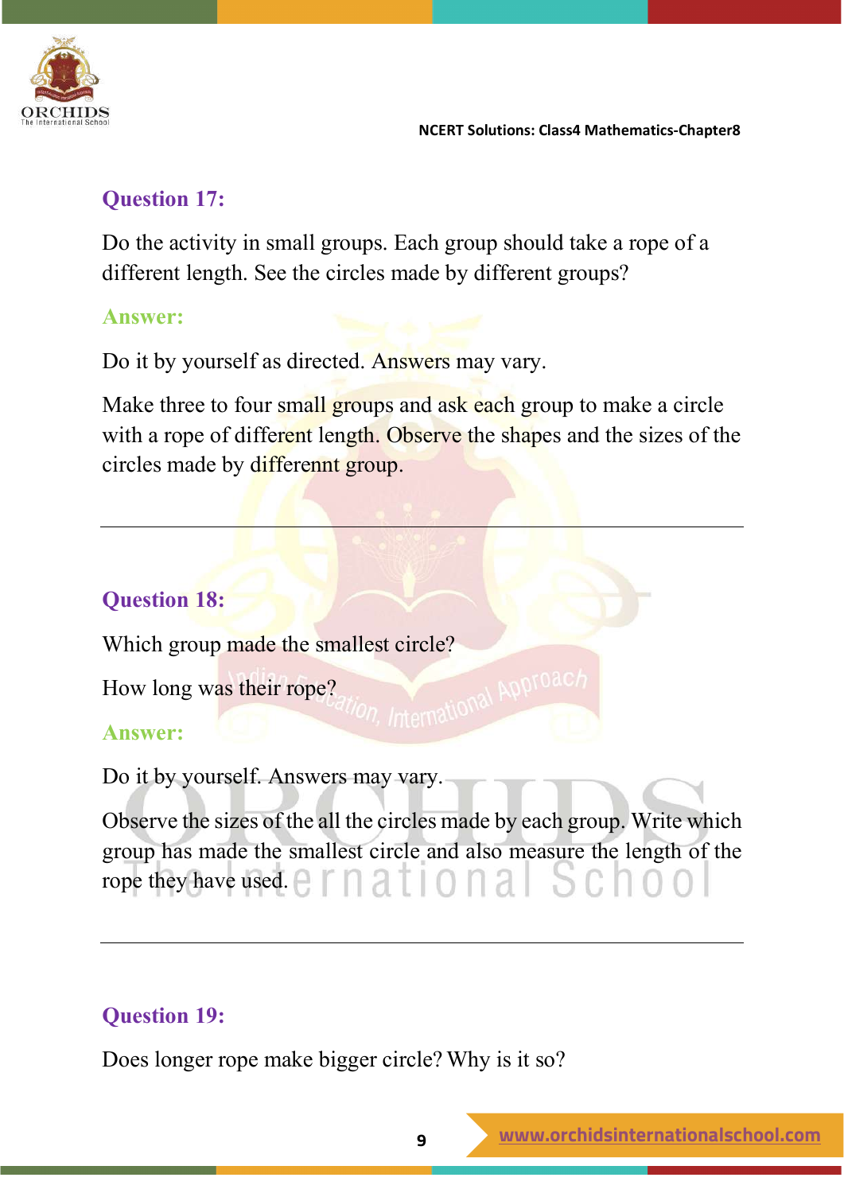### Question 17:

Do the activity in small groups. Each group should take a rope of a different length. See the circles made by different groups?

**Answer:**

Do it by yourself as directed. Answers may vary.

Make three to four small groups and ask each group to make a circle with a rope of different length. Observe the shapes and the sizes of the circles made by differennt group.

---

### Question 18:

Which group made the smallest circle?

How long was their rope?

**Answer:**

Do it by yourself. Answers may vary.

Observe the sizes of the all the circles made by each group. Write which group has made the smallest circle and also measure the length of the rope they have used.

---

### Question 19:

Does longer rope make bigger circle? Why is it so?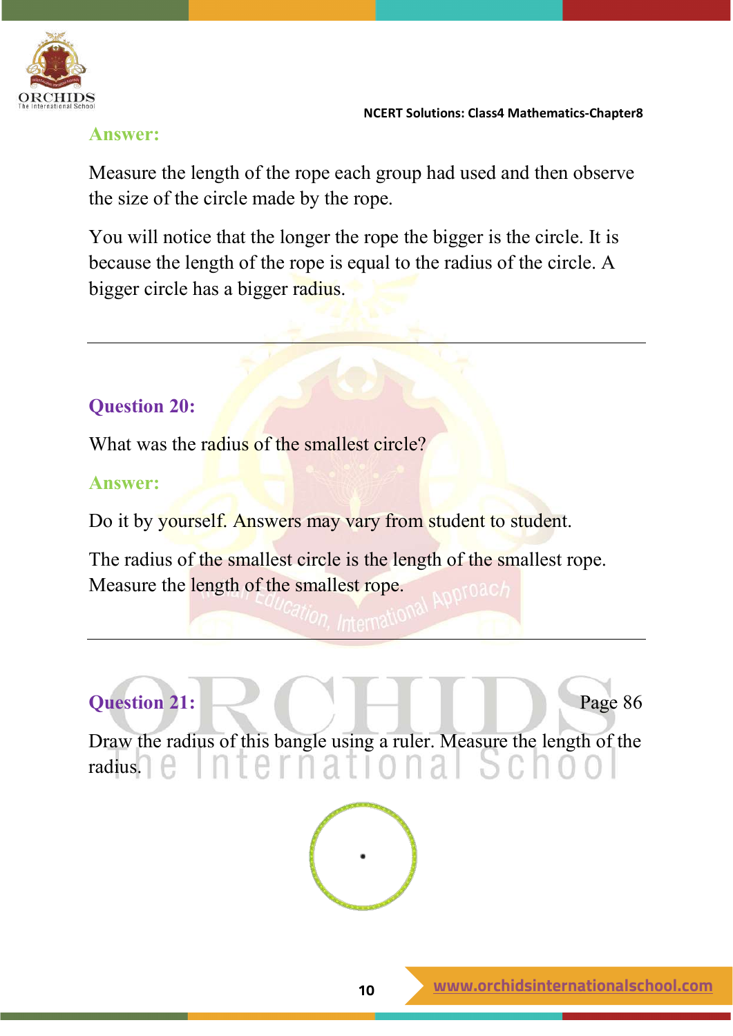**Answer:**

Measure the length of the rope each group had used and then observe the size of the circle made by the rope.

You will notice that the longer the rope the bigger is the circle. It is because the length of the rope is equal to the radius of the circle. A bigger circle has a bigger radius.

---

**Question 20:**

What was the radius of the smallest circle?

**Answer:**

Do it by yourself. Answers may vary from student to student.

The radius of the smallest circle is the length of the smallest rope. Measure the length of the smallest rope.

---

**Question 21:** Page 86

Draw the radius of this bangle using a ruler. Measure the length of the radius.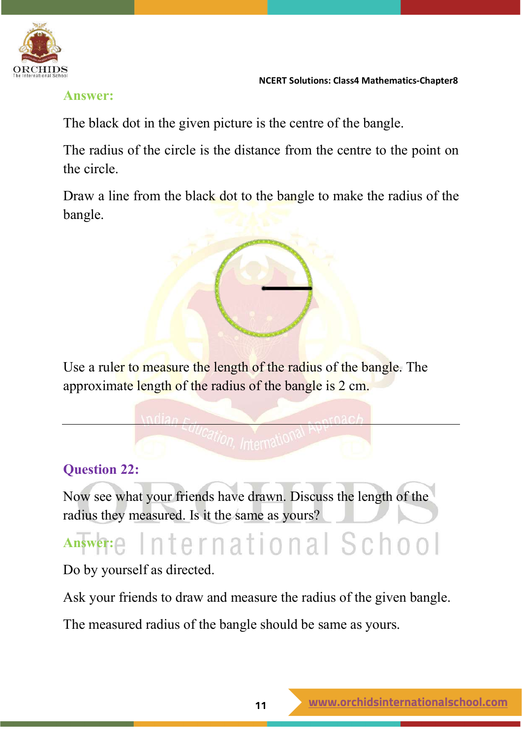**Answer:**

The black dot in the given picture is the centre of the bangle.

The radius of the circle is the distance from the centre to the point on the circle.

Draw a line from the black dot to the bangle to make the radius of the bangle.

Use a ruler to measure the length of the radius of the bangle. The approximate length of the radius of the bangle is 2 cm.

---

**Question 22:**

Now see what your friends have drawn. Discuss the length of the radius they measured. Is it the same as yours?

**Answer:**

Do by yourself as directed.

Ask your friends to draw and measure the radius of the given bangle.

The measured radius of the bangle should be same as yours.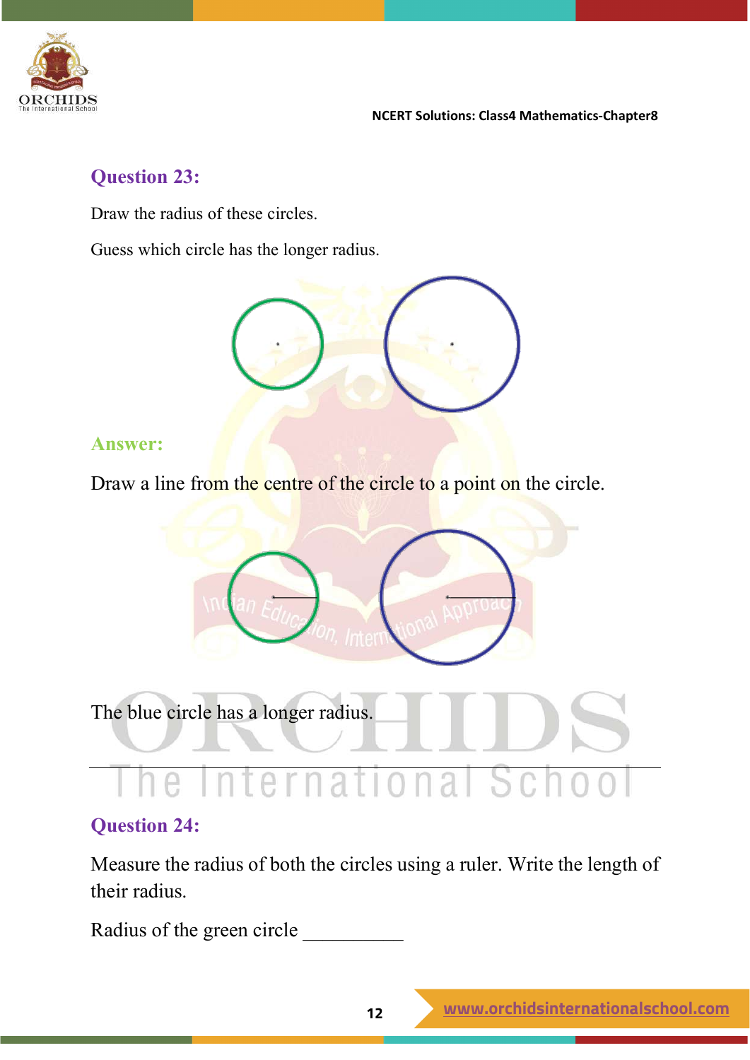### Question 23:

Draw the radius of these circles.

Guess which circle has the longer radius.

### Answer:

Draw a line from the centre of the circle to a point on the circle.

The blue circle has a longer radius.

---

### Question 24:

Measure the radius of both the circles using a ruler. Write the length of their radius.

Radius of the green circle __________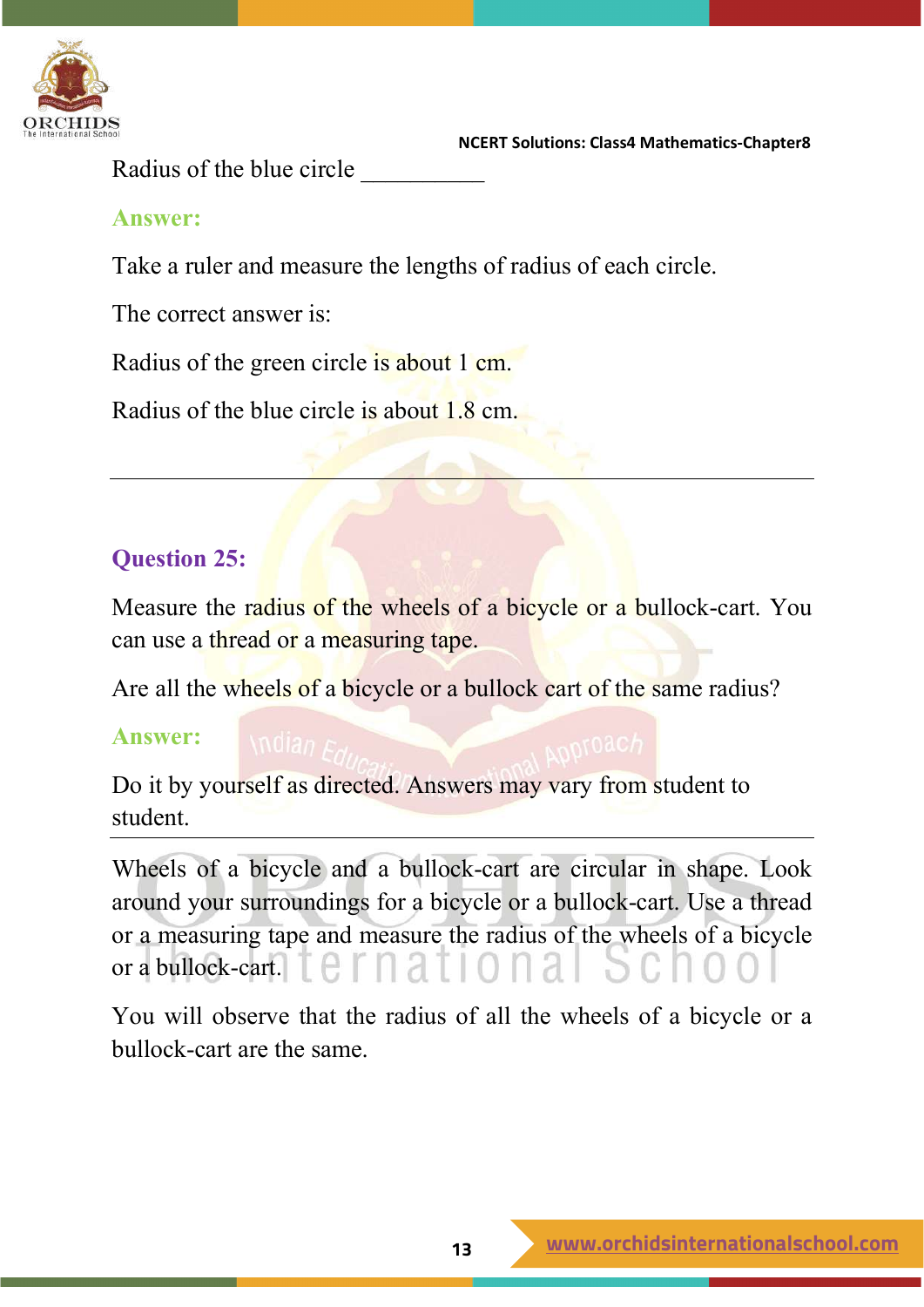Radius of the blue circle __________

**Answer:**

Take a ruler and measure the lengths of radius of each circle.

The correct answer is:

Radius of the green circle is about 1 cm.

Radius of the blue circle is about 1.8 cm.

---

## Question 25:

Measure the radius of the wheels of a bicycle or a bullock-cart. You can use a thread or a measuring tape.

Are all the wheels of a bicycle or a bullock cart of the same radius?

**Answer:**

Do it by yourself as directed. Answers may vary from student to student.

---

Wheels of a bicycle and a bullock-cart are circular in shape. Look around your surroundings for a bicycle or a bullock-cart. Use a thread or a measuring tape and measure the radius of the wheels of a bicycle or a bullock-cart.

You will observe that the radius of all the wheels of a bicycle or a bullock-cart are the same.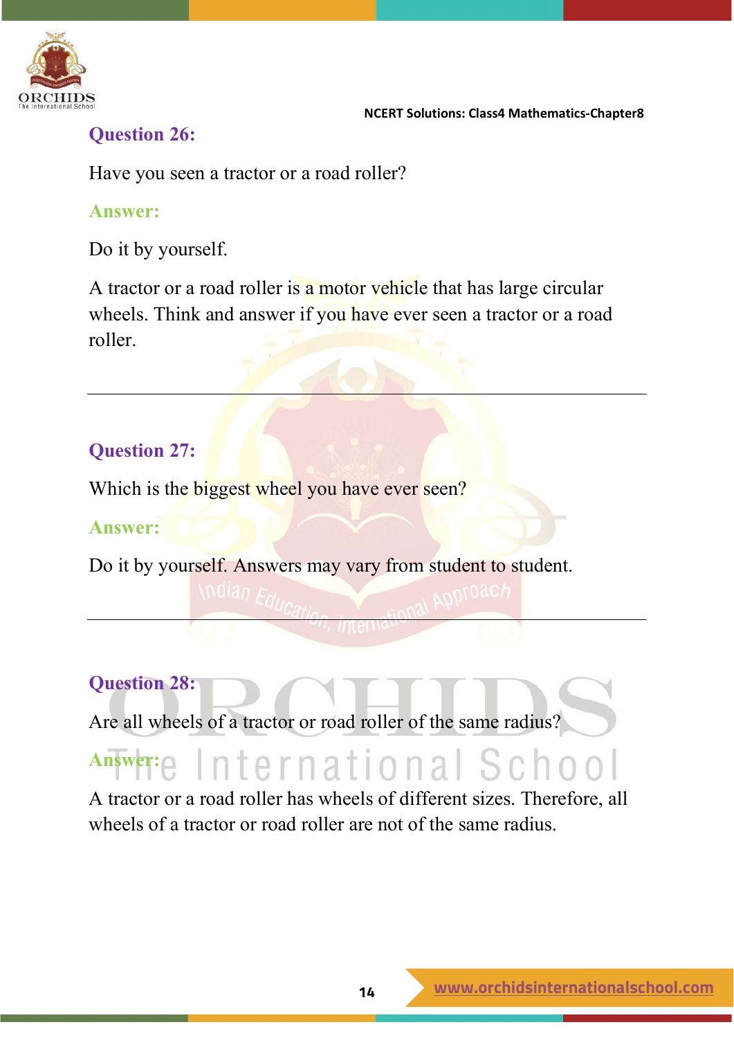### Question 26:

Have you seen a tractor or a road roller?

**Answer:**

Do it by yourself.

A tractor or a road roller is a motor vehicle that has large circular wheels. Think and answer if you have ever seen a tractor or a road roller.

---

### Question 27:

Which is the biggest wheel you have ever seen?

**Answer:**

Do it by yourself. Answers may vary from student to student.

---

### Question 28:

Are all wheels of a tractor or road roller of the same radius?

**Answer:**

A tractor or a road roller has wheels of different sizes. Therefore, all wheels of a tractor or road roller are not of the same radius.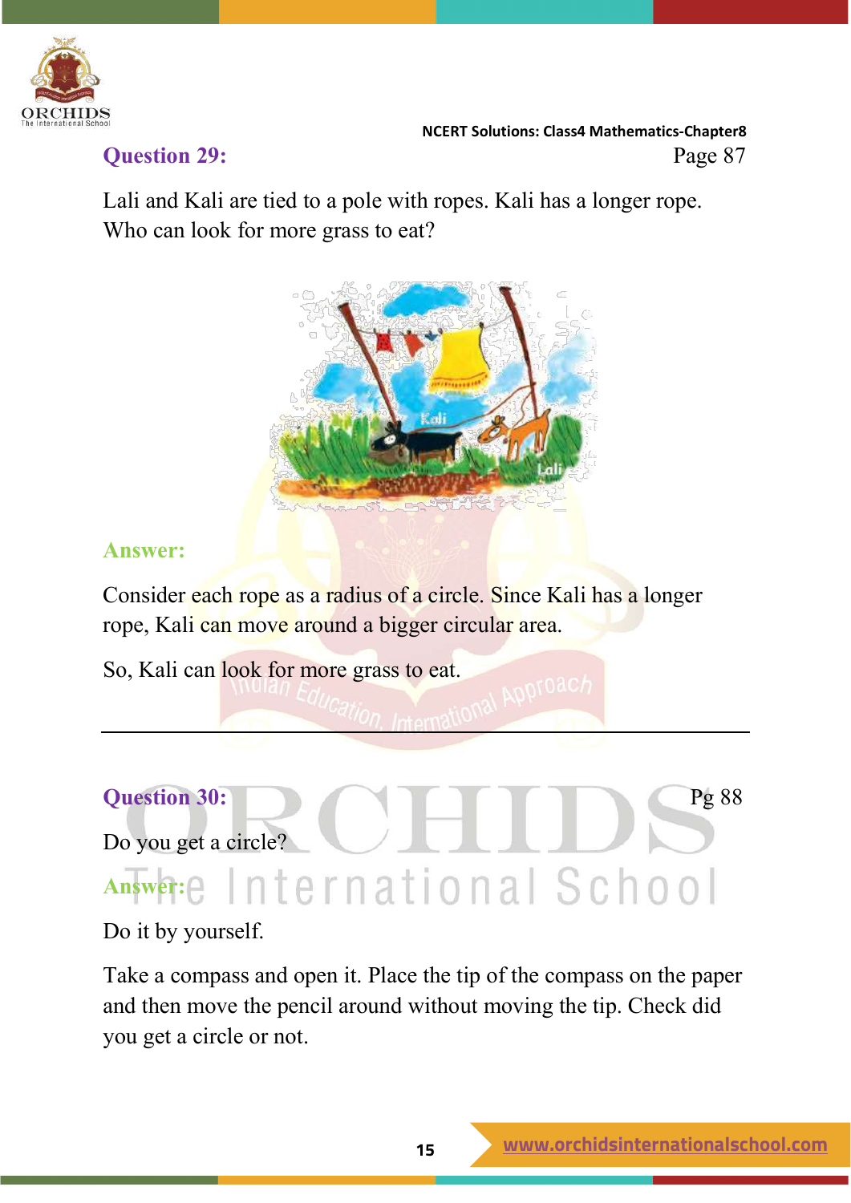**Question 29:** Page 87

Lali and Kali are tied to a pole with ropes. Kali has a longer rope. Who can look for more grass to eat?

**Answer:**

Consider each rope as a radius of a circle. Since Kali has a longer rope, Kali can move around a bigger circular area.

So, Kali can look for more grass to eat.

---

**Question 30:** Pg 88

Do you get a circle?

**Answer:**

Do it by yourself.

Take a compass and open it. Place the tip of the compass on the paper and then move the pencil around without moving the tip. Check did you get a circle or not.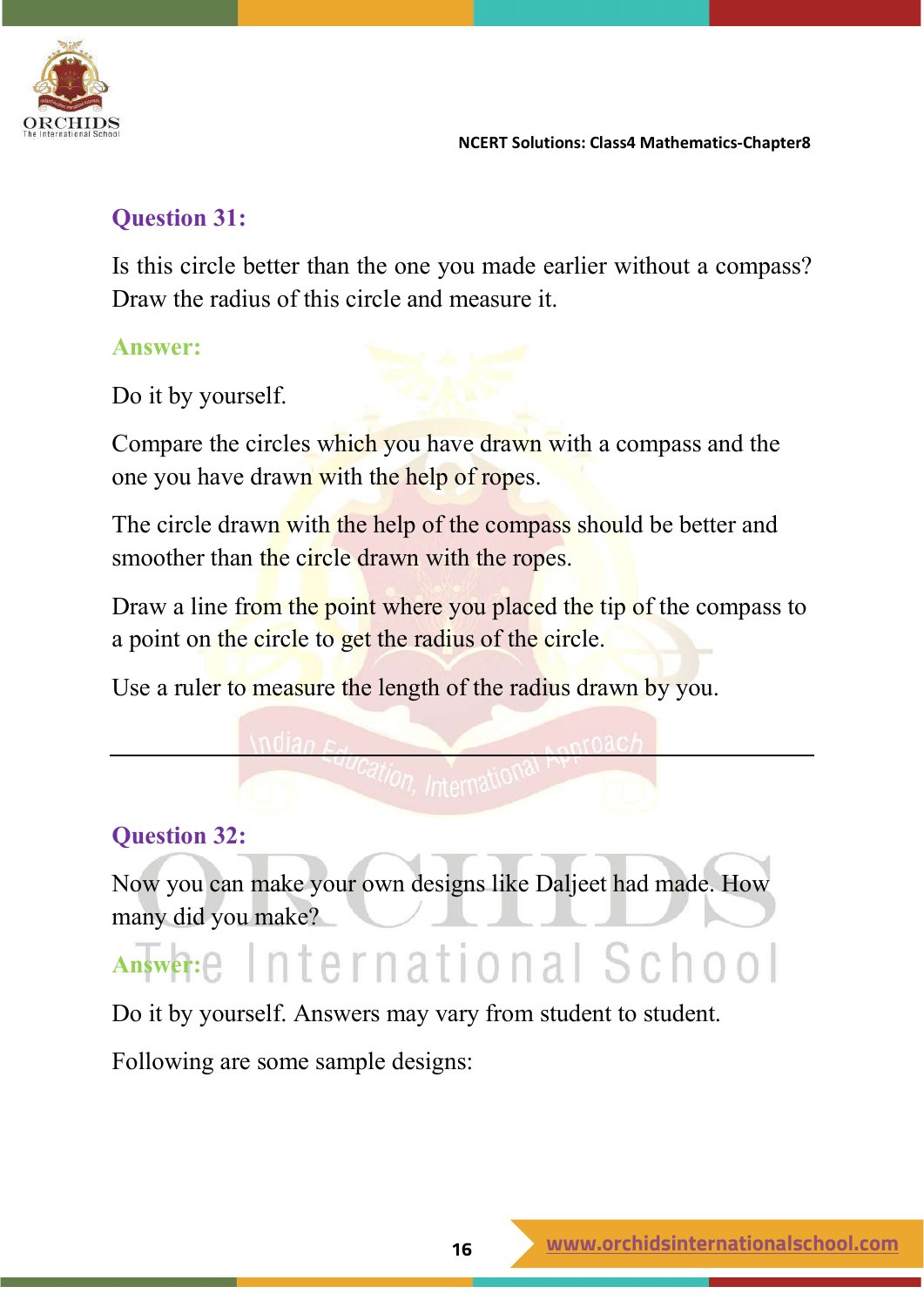## Question 31:

Is this circle better than the one you made earlier without a compass? Draw the radius of this circle and measure it.

**Answer:**

Do it by yourself.

Compare the circles which you have drawn with a compass and the one you have drawn with the help of ropes.

The circle drawn with the help of the compass should be better and smoother than the circle drawn with the ropes.

Draw a line from the point where you placed the tip of the compass to a point on the circle to get the radius of the circle.

Use a ruler to measure the length of the radius drawn by you.

---

## Question 32:

Now you can make your own designs like Daljeet had made. How many did you make?

**Answer:**

Do it by yourself. Answers may vary from student to student.

Following are some sample designs: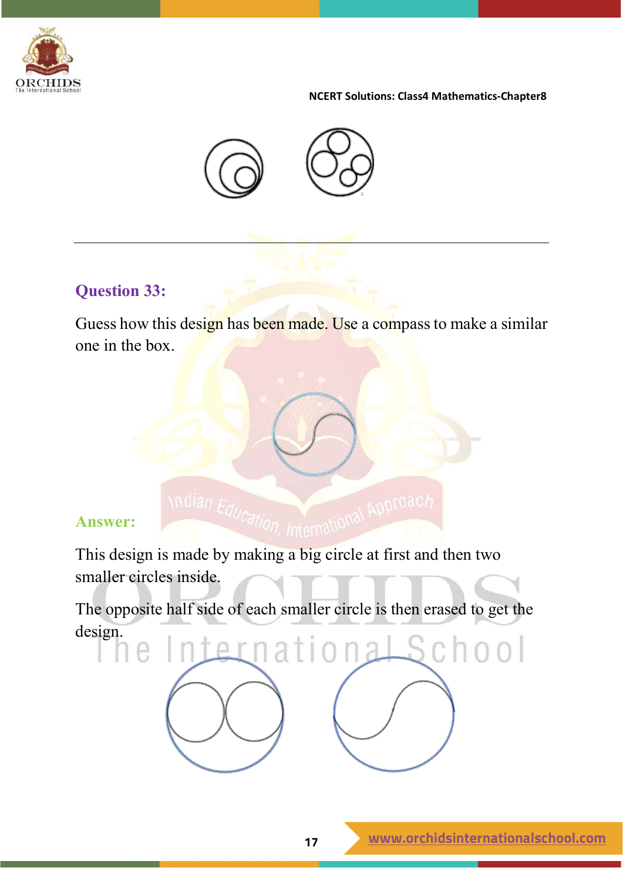---

## Question 33:

Guess how this design has been made. Use a compass to make a similar one in the box.

## Answer:

This design is made by making a big circle at first and then two smaller circles inside.

The opposite half side of each smaller circle is then erased to get the design.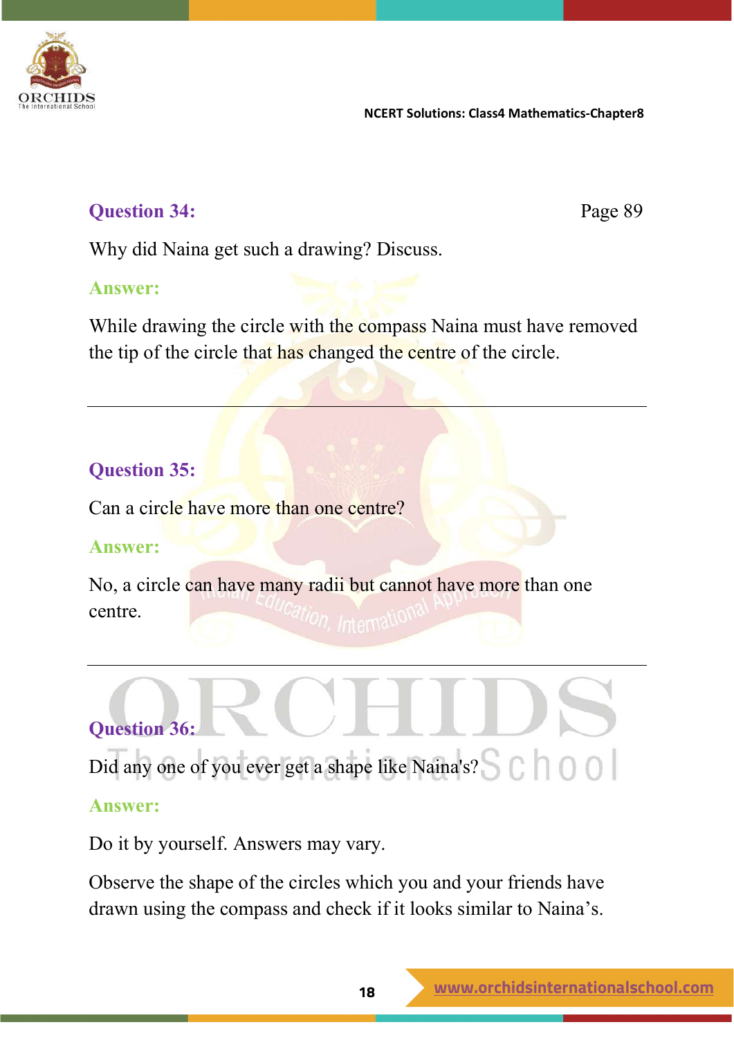**Question 34:** Page 89

Why did Naina get such a drawing? Discuss.

**Answer:**

While drawing the circle with the compass Naina must have removed the tip of the circle that has changed the centre of the circle.

---

**Question 35:**

Can a circle have more than one centre?

**Answer:**

No, a circle can have many radii but cannot have more than one centre.

---

**Question 36:**

Did any one of you ever get a shape like Naina's?

**Answer:**

Do it by yourself. Answers may vary.

Observe the shape of the circles which you and your friends have drawn using the compass and check if it looks similar to Naina's.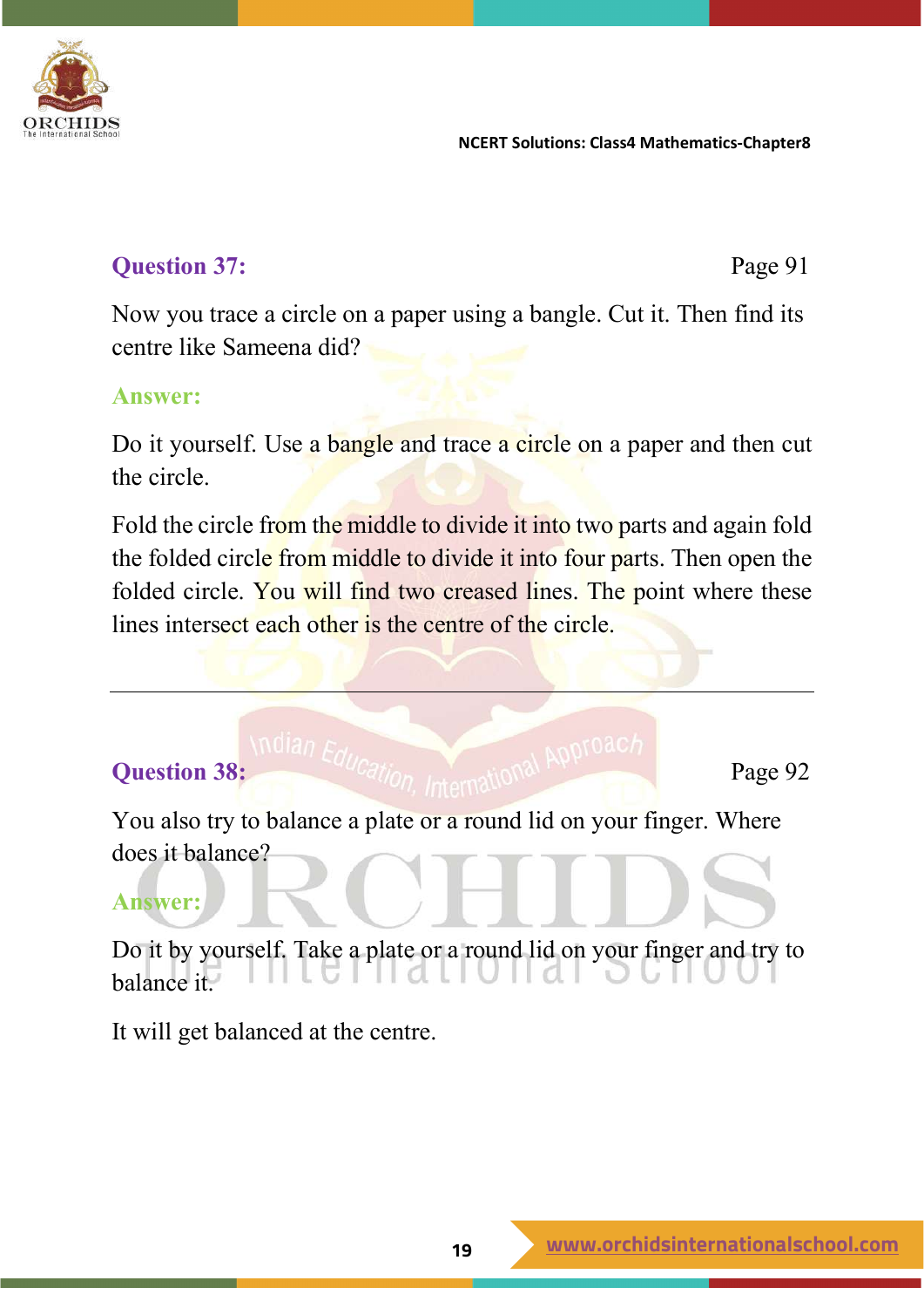**Question 37:** Page 91

Now you trace a circle on a paper using a bangle. Cut it. Then find its centre like Sameena did?

**Answer:**

Do it yourself. Use a bangle and trace a circle on a paper and then cut the circle.

Fold the circle from the middle to divide it into two parts and again fold the folded circle from middle to divide it into four parts. Then open the folded circle. You will find two creased lines. The point where these lines intersect each other is the centre of the circle.

---

**Question 38:** Page 92

You also try to balance a plate or a round lid on your finger. Where does it balance?

**Answer:**

Do it by yourself. Take a plate or a round lid on your finger and try to balance it.

It will get balanced at the centre.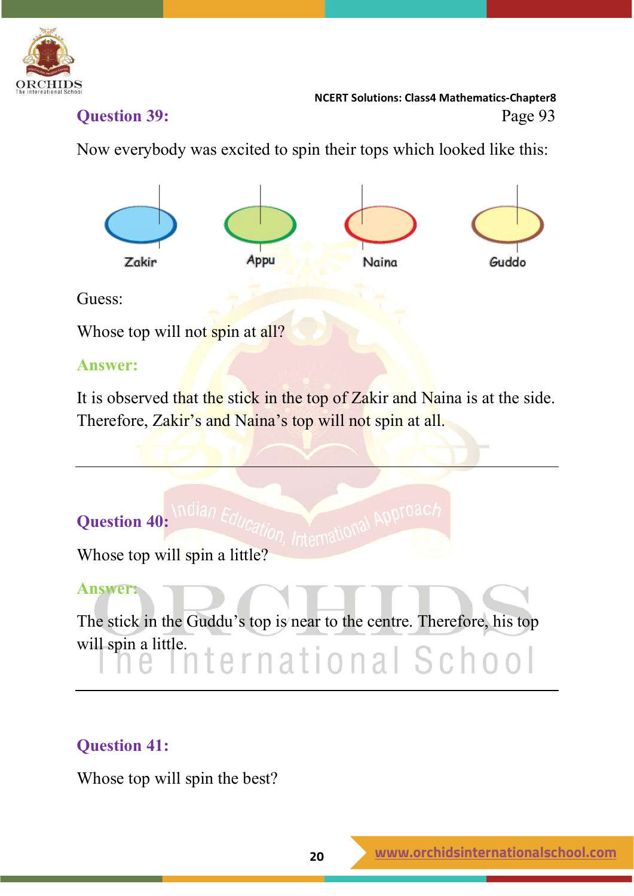**Question 39:**

Now everybody was excited to spin their tops which looked like this:

Zakir Appu Naina Guddo

Guess:

Whose top will not spin at all?

**Answer:**

It is observed that the stick in the top of Zakir and Naina is at the side. Therefore, Zakir's and Naina's top will not spin at all.

---

**Question 40:**

Whose top will spin a little?

**Answer:**

The stick in the Guddu's top is near to the centre. Therefore, his top will spin a little.

---

**Question 41:**

Whose top will spin the best?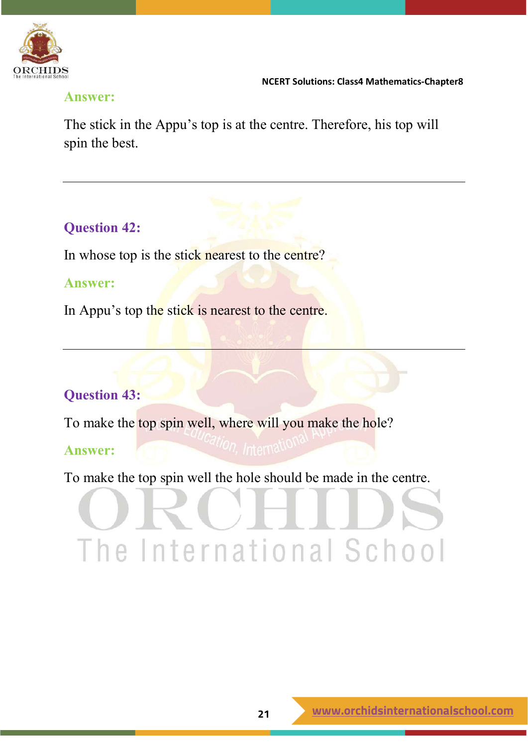**Answer:**

The stick in the Appu's top is at the centre. Therefore, his top will spin the best.

---

**Question 42:**

In whose top is the stick nearest to the centre?

**Answer:**

In Appu's top the stick is nearest to the centre.

---

**Question 43:**

To make the top spin well, where will you make the hole?

**Answer:**

To make the top spin well the hole should be made in the centre.